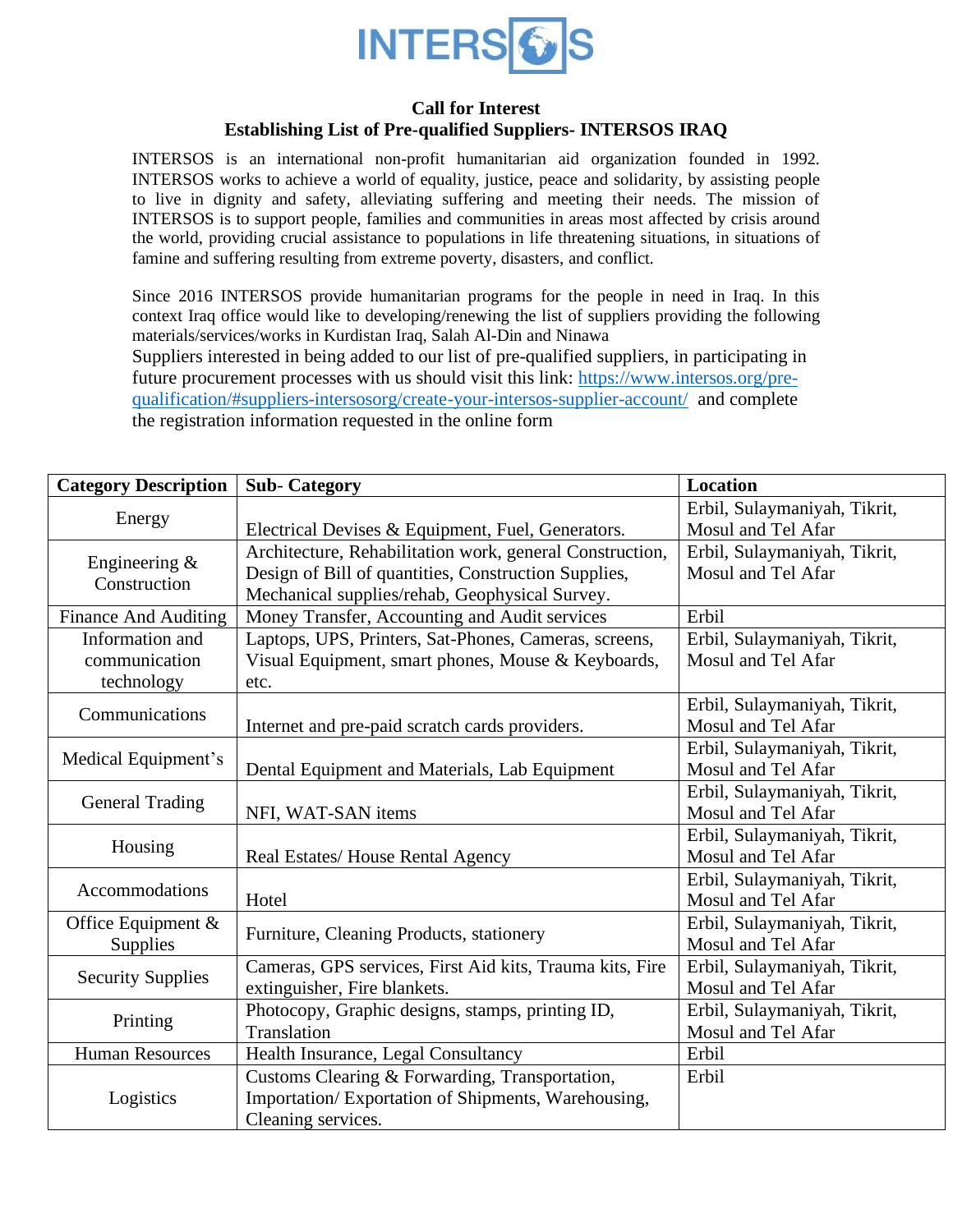INTERSOS

**Call for Interest**
**Establishing List of Pre-qualified Suppliers- INTERSOS IRAQ**

INTERSOS is an international non-profit humanitarian aid organization founded in 1992. INTERSOS works to achieve a world of equality, justice, peace and solidarity, by assisting people to live in dignity and safety, alleviating suffering and meeting their needs. The mission of INTERSOS is to support people, families and communities in areas most affected by crisis around the world, providing crucial assistance to populations in life threatening situations, in situations of famine and suffering resulting from extreme poverty, disasters, and conflict.

Since 2016 INTERSOS provide humanitarian programs for the people in need in Iraq. In this context Iraq office would like to developing/renewing the list of suppliers providing the following materials/services/works in Kurdistan Iraq, Salah Al-Din and Ninawa

Suppliers interested in being added to our list of pre-qualified suppliers, in participating in future procurement processes with us should visit this link: [https://www.intersos.org/pre-qualification/#suppliers-intersosorg/create-your-intersos-supplier-account/](https://www.intersos.org/pre-qualification/#suppliers-intersosorg/create-your-intersos-supplier-account/) and complete the registration information requested in the online form

| Category Description | Sub- Category | Location |
|---|---|---|
| Energy | Electrical Devises & Equipment, Fuel, Generators. | Erbil, Sulaymaniyah, Tikrit, Mosul and Tel Afar |
| Engineering & Construction | Architecture, Rehabilitation work, general Construction, Design of Bill of quantities, Construction Supplies, Mechanical supplies/rehab, Geophysical Survey. | Erbil, Sulaymaniyah, Tikrit, Mosul and Tel Afar |
| Finance And Auditing | Money Transfer, Accounting and Audit services | Erbil |
| Information and communication technology | Laptops, UPS, Printers, Sat-Phones, Cameras, screens, Visual Equipment, smart phones, Mouse & Keyboards, etc. | Erbil, Sulaymaniyah, Tikrit, Mosul and Tel Afar |
| Communications | Internet and pre-paid scratch cards providers. | Erbil, Sulaymaniyah, Tikrit, Mosul and Tel Afar |
| Medical Equipment's | Dental Equipment and Materials, Lab Equipment | Erbil, Sulaymaniyah, Tikrit, Mosul and Tel Afar |
| General Trading | NFI, WAT-SAN items | Erbil, Sulaymaniyah, Tikrit, Mosul and Tel Afar |
| Housing | Real Estates/ House Rental Agency | Erbil, Sulaymaniyah, Tikrit, Mosul and Tel Afar |
| Accommodations | Hotel | Erbil, Sulaymaniyah, Tikrit, Mosul and Tel Afar |
| Office Equipment & Supplies | Furniture, Cleaning Products, stationery | Erbil, Sulaymaniyah, Tikrit, Mosul and Tel Afar |
| Security Supplies | Cameras, GPS services, First Aid kits, Trauma kits, Fire extinguisher, Fire blankets. | Erbil, Sulaymaniyah, Tikrit, Mosul and Tel Afar |
| Printing | Photocopy, Graphic designs, stamps, printing ID, Translation | Erbil, Sulaymaniyah, Tikrit, Mosul and Tel Afar |
| Human Resources | Health Insurance, Legal Consultancy | Erbil |
| Logistics | Customs Clearing & Forwarding, Transportation, Importation/ Exportation of Shipments, Warehousing, Cleaning services. | Erbil |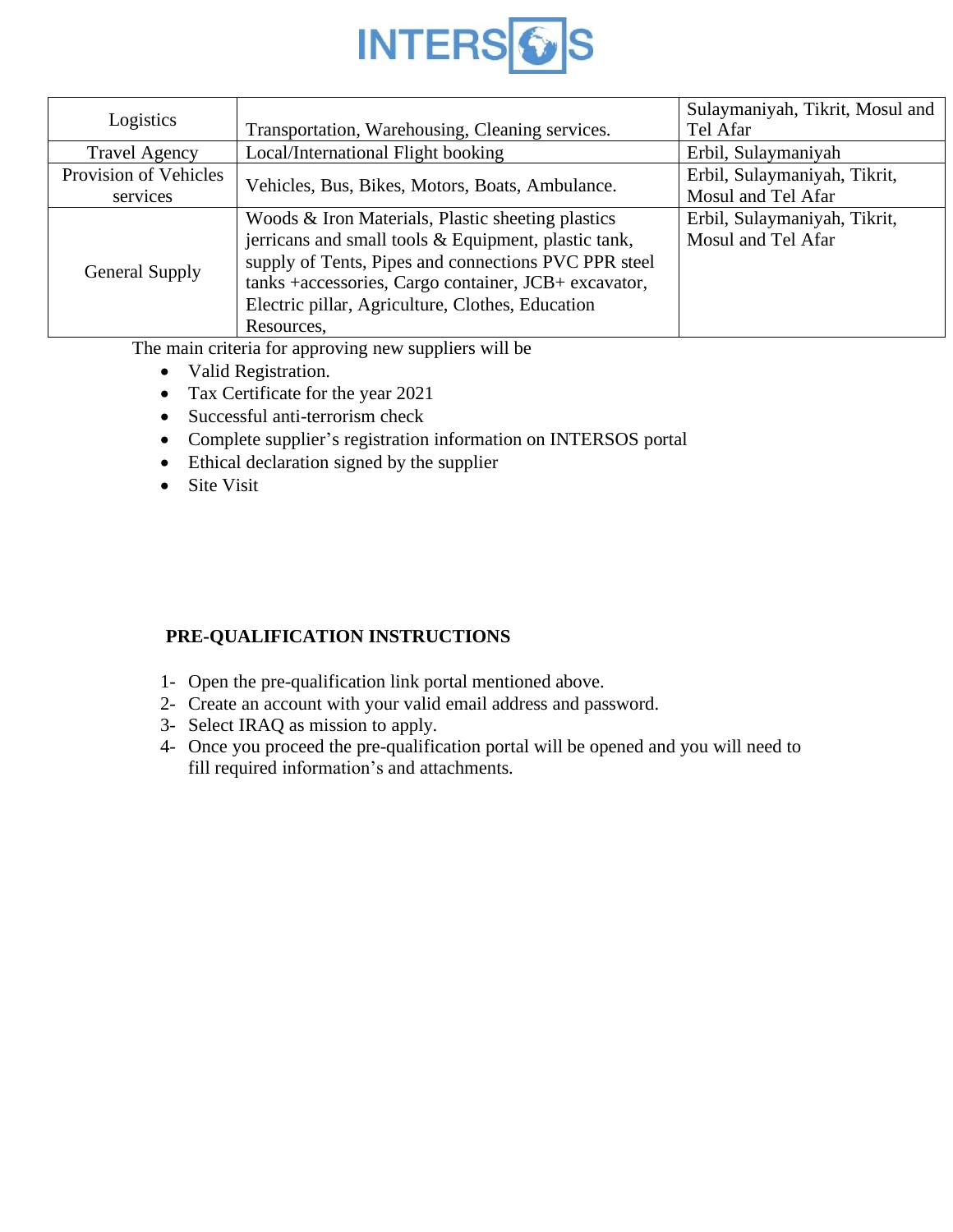| | | |
|---|---|---|
| Logistics | Transportation, Warehousing, Cleaning services. | Sulaymaniyah, Tikrit, Mosul and Tel Afar |
| Travel Agency | Local/International Flight booking | Erbil, Sulaymaniyah |
| Provision of Vehicles services | Vehicles, Bus, Bikes, Motors, Boats, Ambulance. | Erbil, Sulaymaniyah, Tikrit, Mosul and Tel Afar |
| General Supply | Woods & Iron Materials, Plastic sheeting plastics jerricans and small tools & Equipment, plastic tank, supply of Tents, Pipes and connections PVC PPR steel tanks +accessories, Cargo container, JCB+ excavator, Electric pillar, Agriculture, Clothes, Education Resources, | Erbil, Sulaymaniyah, Tikrit, Mosul and Tel Afar |

The main criteria for approving new suppliers will be

- Valid Registration.
- Tax Certificate for the year 2021
- Successful anti-terrorism check
- Complete supplier's registration information on INTERSOS portal
- Ethical declaration signed by the supplier
- Site Visit

**PRE-QUALIFICATION INSTRUCTIONS**

1- Open the pre-qualification link portal mentioned above.
2- Create an account with your valid email address and password.
3- Select IRAQ as mission to apply.
4- Once you proceed the pre-qualification portal will be opened and you will need to fill required information's and attachments.